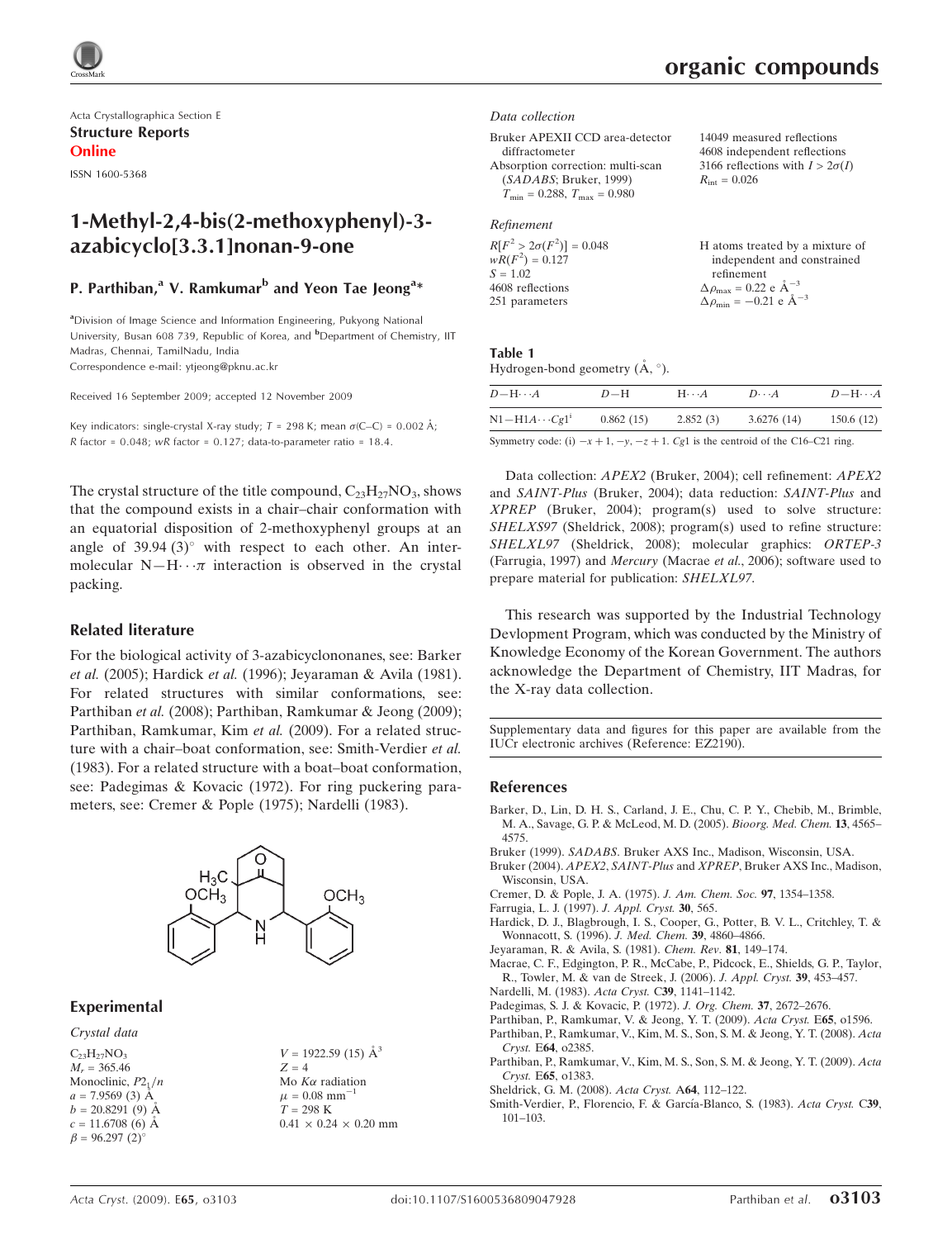Acta Crystallographica Section E

**Structure Reports**

**Online**

ISSN 1600-5368

# 1-Methyl-2,4-bis(2-methoxyphenyl)-3-azabicyclo[3.3.1]nonan-9-one

**P. Parthiban,[a] V. Ramkumar[b] and Yeon Tae Jeong[a]***

[a]Division of Image Science and Information Engineering, Pukyong National University, Busan 608 739, Republic of Korea, and [b]Department of Chemistry, IIT Madras, Chennai, TamilNadu, India

Correspondence e-mail: ytjeong@pknu.ac.kr

Received 16 September 2009; accepted 12 November 2009

Key indicators: single-crystal X-ray study; $T$ = 298 K; mean $\sigma$(C–C) = 0.002 Å; $R$ factor = 0.048; $wR$ factor = 0.127; data-to-parameter ratio = 18.4.

The crystal structure of the title compound, $C_{23}H_{27}NO_3$, shows that the compound exists in a chair–chair conformation with an equatorial disposition of 2-methoxyphenyl groups at an angle of 39.94 (3)° with respect to each other. An intermolecular N—H⋯π interaction is observed in the crystal packing.

## Related literature

For the biological activity of 3-azabicyclononanes, see: Barker *et al.* (2005); Hardick *et al.* (1996); Jeyaraman & Avila (1981). For related structures with similar conformations, see: Parthiban *et al.* (2008); Parthiban, Ramkumar & Jeong (2009); Parthiban, Ramkumar, Kim *et al.* (2009). For a related structure with a chair–boat conformation, see: Smith-Verdier *et al.* (1983). For a related structure with a boat–boat conformation, see: Padegimas & Kovacic (1972). For ring puckering parameters, see: Cremer & Pople (1975); Nardelli (1983).

## Experimental

### Crystal data

$C_{23}H_{27}NO_3$
$M_r$ = 365.46
Monoclinic, $P2_1/n$
$a$ = 7.9569 (3) Å
$b$ = 20.8291 (9) Å
$c$ = 11.6708 (6) Å
$\beta$ = 96.297 (2)°
$V$ = 1922.59 (15) Å$^3$
$Z$ = 4
Mo $K\alpha$ radiation
$\mu$ = 0.08 mm$^{-1}$
$T$ = 298 K
0.41 × 0.24 × 0.20 mm

### Data collection

Bruker APEXII CCD area-detector diffractometer
Absorption correction: multi-scan (*SADABS*; Bruker, 1999)
$T_{min}$ = 0.288, $T_{max}$ = 0.980
14049 measured reflections
4608 independent reflections
3166 reflections with $I > 2\sigma(I)$
$R_{int}$ = 0.026

### Refinement

$R[F^2 > 2\sigma(F^2)]$ = 0.048
$wR(F^2)$ = 0.127
$S$ = 1.02
4608 reflections
251 parameters
H atoms treated by a mixture of independent and constrained refinement
$\Delta\rho_{max}$ = 0.22 e Å$^{-3}$
$\Delta\rho_{min}$ = −0.21 e Å$^{-3}$

**Table 1**
Hydrogen-bond geometry (Å, °).

| $D$—H⋯$A$ | $D$—H | H⋯$A$ | $D$⋯$A$ | $D$—H⋯$A$ |
|---|---|---|---|---|
| N1—H1$A$⋯$Cg1^{i}$ | 0.862 (15) | 2.852 (3) | 3.6276 (14) | 150.6 (12) |

Symmetry code: (i) $-x+1, -y, -z+1$. $Cg1$ is the centroid of the C16–C21 ring.

Data collection: *APEX2* (Bruker, 2004); cell refinement: *APEX2* and *SAINT-Plus* (Bruker, 2004); data reduction: *SAINT-Plus* and *XPREP* (Bruker, 2004); program(s) used to solve structure: *SHELXS97* (Sheldrick, 2008); program(s) used to refine structure: *SHELXL97* (Sheldrick, 2008); molecular graphics: *ORTEP-3* (Farrugia, 1997) and *Mercury* (Macrae *et al.*, 2006); software used to prepare material for publication: *SHELXL97*.

This research was supported by the Industrial Technology Devlopment Program, which was conducted by the Ministry of Knowledge Economy of the Korean Government. The authors acknowledge the Department of Chemistry, IIT Madras, for the X-ray data collection.

Supplementary data and figures for this paper are available from the IUCr electronic archives (Reference: EZ2190).

## References

Barker, D., Lin, D. H. S., Carland, J. E., Chu, C. P. Y., Chebib, M., Brimble, M. A., Savage, G. P. & McLeod, M. D. (2005). *Bioorg. Med. Chem.* **13**, 4565–4575.

Bruker (1999). *SADABS*. Bruker AXS Inc., Madison, Wisconsin, USA.

Bruker (2004). *APEX2*, *SAINT-Plus* and *XPREP*, Bruker AXS Inc., Madison, Wisconsin, USA.

Cremer, D. & Pople, J. A. (1975). *J. Am. Chem. Soc.* **97**, 1354–1358.

Farrugia, L. J. (1997). *J. Appl. Cryst.* **30**, 565.

Hardick, D. J., Blagbrough, I. S., Cooper, G., Potter, B. V. L., Critchley, T. & Wonnacott, S. (1996). *J. Med. Chem.* **39**, 4860–4866.

Jeyaraman, R. & Avila, S. (1981). *Chem. Rev.* **81**, 149–174.

Macrae, C. F., Edgington, P. R., McCabe, P., Pidcock, E., Shields, G. P., Taylor, R., Towler, M. & van de Streek, J. (2006). *J. Appl. Cryst.* **39**, 453–457.

Nardelli, M. (1983). *Acta Cryst.* C**39**, 1141–1142.

Padegimas, S. J. & Kovacic, P. (1972). *J. Org. Chem.* **37**, 2672–2676.

Parthiban, P., Ramkumar, V. & Jeong, Y. T. (2009). *Acta Cryst.* E**65**, o1596.

Parthiban, P., Ramkumar, V., Kim, M. S., Son, S. M. & Jeong, Y. T. (2008). *Acta Cryst.* E**64**, o2385.

Parthiban, P., Ramkumar, V., Kim, M. S., Son, S. M. & Jeong, Y. T. (2009). *Acta Cryst.* E**65**, o1383.

Sheldrick, G. M. (2008). *Acta Cryst.* A**64**, 112–122.

Smith-Verdier, P., Florencio, F. & García-Blanco, S. (1983). *Acta Cryst.* C**39**, 101–103.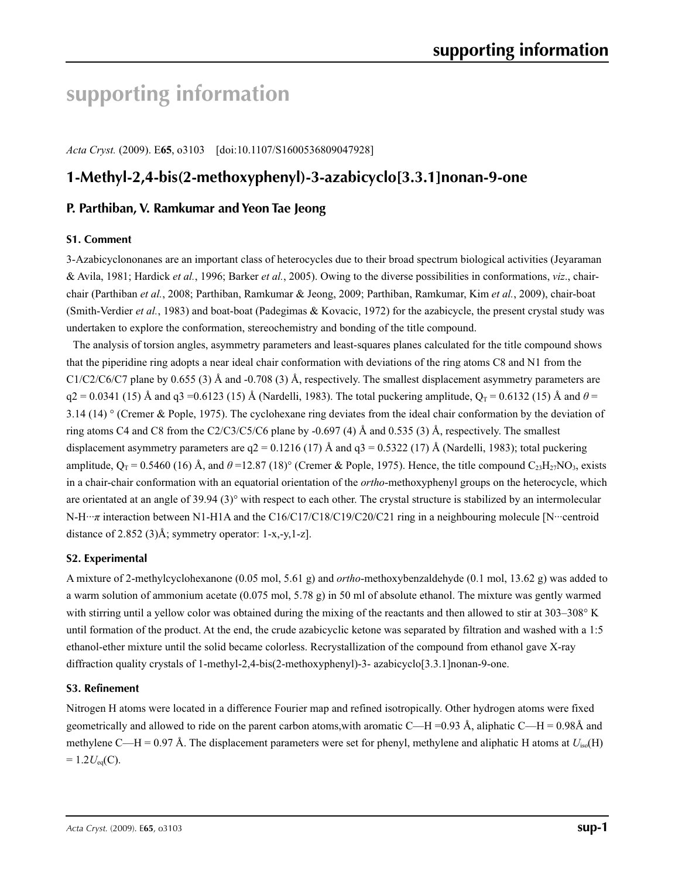# supporting information

*Acta Cryst.* (2009). E**65**, o3103    [doi:10.1107/S1600536809047928]

## 1-Methyl-2,4-bis(2-methoxyphenyl)-3-azabicyclo[3.3.1]nonan-9-one

### P. Parthiban, V. Ramkumar and Yeon Tae Jeong

#### S1. Comment

3-Azabicyclononanes are an important class of heterocycles due to their broad spectrum biological activities (Jeyaraman & Avila, 1981; Hardick *et al.*, 1996; Barker *et al.*, 2005). Owing to the diverse possibilities in conformations, *viz*., chair-chair (Parthiban *et al.*, 2008; Parthiban, Ramkumar & Jeong, 2009; Parthiban, Ramkumar, Kim *et al.*, 2009), chair-boat (Smith-Verdier *et al.*, 1983) and boat-boat (Padegimas & Kovacic, 1972) for the azabicycle, the present crystal study was undertaken to explore the conformation, stereochemistry and bonding of the title compound.

The analysis of torsion angles, asymmetry parameters and least-squares planes calculated for the title compound shows that the piperidine ring adopts a near ideal chair conformation with deviations of the ring atoms C8 and N1 from the C1/C2/C6/C7 plane by 0.655 (3) Å and -0.708 (3) Å, respectively. The smallest displacement asymmetry parameters are q2 = 0.0341 (15) Å and q3 =0.6123 (15) Å (Nardelli, 1983). The total puckering amplitude, $Q_T$ = 0.6132 (15) Å and $\theta$ = 3.14 (14) ° (Cremer & Pople, 1975). The cyclohexane ring deviates from the ideal chair conformation by the deviation of ring atoms C4 and C8 from the C2/C3/C5/C6 plane by -0.697 (4) Å and 0.535 (3) Å, respectively. The smallest displacement asymmetry parameters are q2 = 0.1216 (17) Å and q3 = 0.5322 (17) Å (Nardelli, 1983); total puckering amplitude, $Q_T$ = 0.5460 (16) Å, and $\theta$ =12.87 (18)° (Cremer & Pople, 1975). Hence, the title compound $C_{23}H_{27}NO_3$, exists in a chair-chair conformation with an equatorial orientation of the *ortho*-methoxyphenyl groups on the heterocycle, which are orientated at an angle of 39.94 (3)° with respect to each other. The crystal structure is stabilized by an intermolecular N-H···$\pi$ interaction between N1-H1A and the C16/C17/C18/C19/C20/C21 ring in a neighbouring molecule [N···centroid distance of 2.852 (3)Å; symmetry operator: 1-x,-y,1-z].

#### S2. Experimental

A mixture of 2-methylcyclohexanone (0.05 mol, 5.61 g) and *ortho*-methoxybenzaldehyde (0.1 mol, 13.62 g) was added to a warm solution of ammonium acetate (0.075 mol, 5.78 g) in 50 ml of absolute ethanol. The mixture was gently warmed with stirring until a yellow color was obtained during the mixing of the reactants and then allowed to stir at 303–308° K until formation of the product. At the end, the crude azabicyclic ketone was separated by filtration and washed with a 1:5 ethanol-ether mixture until the solid became colorless. Recrystallization of the compound from ethanol gave X-ray diffraction quality crystals of 1-methyl-2,4-bis(2-methoxyphenyl)-3- azabicyclo[3.3.1]nonan-9-one.

#### S3. Refinement

Nitrogen H atoms were located in a difference Fourier map and refined isotropically. Other hydrogen atoms were fixed geometrically and allowed to ride on the parent carbon atoms,with aromatic C—H =0.93 Å, aliphatic C—H = 0.98Å and methylene C—H = 0.97 Å. The displacement parameters were set for phenyl, methylene and aliphatic H atoms at $U_{iso}$(H) = 1.2$U_{eq}$(C).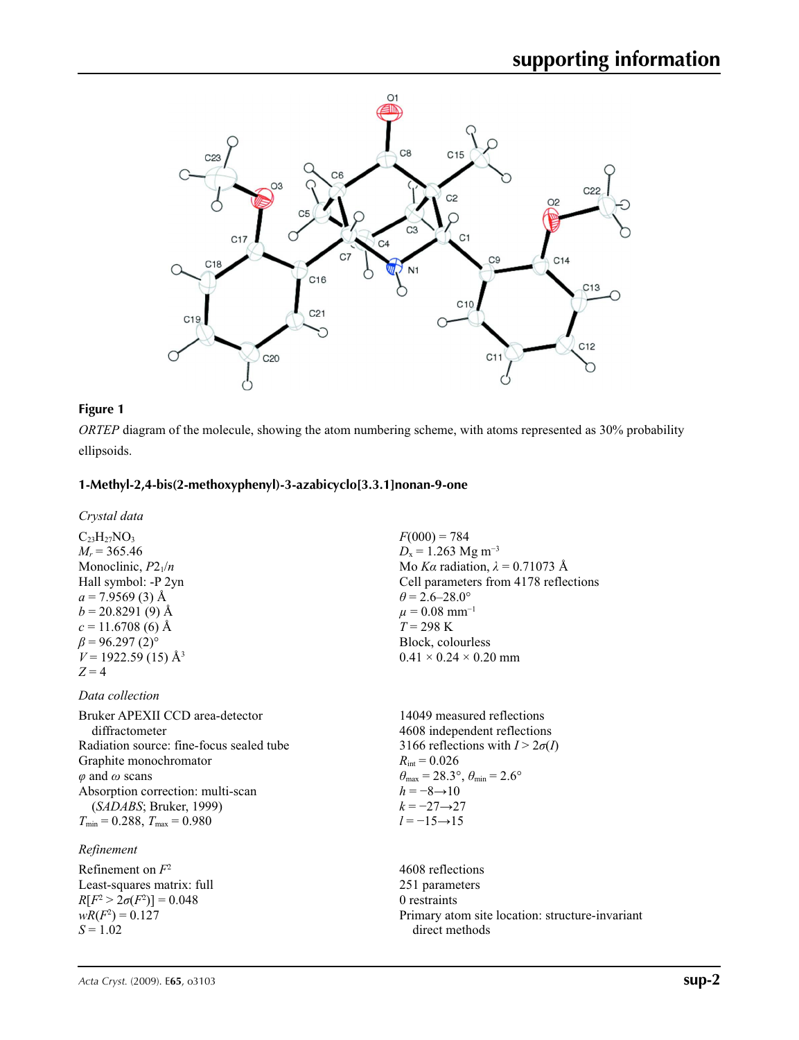**Figure 1**

*ORTEP* diagram of the molecule, showing the atom numbering scheme, with atoms represented as 30% probability ellipsoids.

### 1-Methyl-2,4-bis(2-methoxyphenyl)-3-azabicyclo[3.3.1]nonan-9-one

*Crystal data*

$C_{23}H_{27}NO_3$
$M_r = 365.46$
Monoclinic, $P2_1/n$
Hall symbol: -P 2yn
$a = 7.9569$ (3) Å
$b = 20.8291$ (9) Å
$c = 11.6708$ (6) Å
$\beta = 96.297$ (2)°
$V = 1922.59$ (15) Å$^3$
$Z = 4$
$F(000) = 784$
$D_x = 1.263$ Mg m$^{-3}$
Mo $K\alpha$ radiation, $\lambda = 0.71073$ Å
Cell parameters from 4178 reflections
$\theta = 2.6$–28.0°
$\mu = 0.08$ mm$^{-1}$
$T = 298$ K
Block, colourless
0.41 × 0.24 × 0.20 mm

*Data collection*

Bruker APEXII CCD area-detector diffractometer
Radiation source: fine-focus sealed tube
Graphite monochromator
$\varphi$ and $\omega$ scans
Absorption correction: multi-scan (*SADABS*; Bruker, 1999)
$T_{min} = 0.288$, $T_{max} = 0.980$
14049 measured reflections
4608 independent reflections
3166 reflections with $I > 2\sigma(I)$
$R_{int} = 0.026$
$\theta_{max} = 28.3°$, $\theta_{min} = 2.6°$
$h = -8 \rightarrow 10$
$k = -27 \rightarrow 27$
$l = -15 \rightarrow 15$

*Refinement*

Refinement on $F^2$
Least-squares matrix: full
$R[F^2 > 2\sigma(F^2)] = 0.048$
$wR(F^2) = 0.127$
$S = 1.02$
4608 reflections
251 parameters
0 restraints
Primary atom site location: structure-invariant direct methods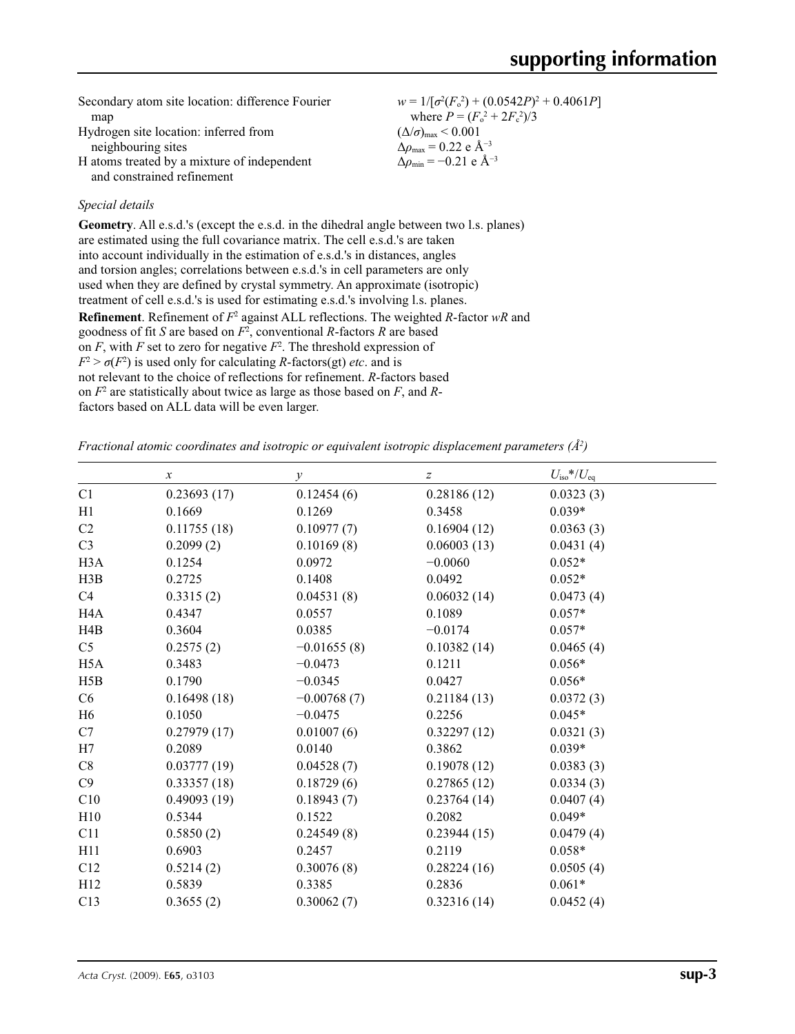Secondary atom site location: difference Fourier map

Hydrogen site location: inferred from neighbouring sites

H atoms treated by a mixture of independent and constrained refinement

$w = 1/[\sigma^2(F_o^2) + (0.0542P)^2 + 0.4061P]$
where $P = (F_o^2 + 2F_c^2)/3$

$(\Delta/\sigma)_{max} < 0.001$

$\Delta\rho_{max} = 0.22$ e Å$^{-3}$

$\Delta\rho_{min} = -0.21$ e Å$^{-3}$

*Special details*

**Geometry**. All e.s.d.'s (except the e.s.d. in the dihedral angle between two l.s. planes) are estimated using the full covariance matrix. The cell e.s.d.'s are taken into account individually in the estimation of e.s.d.'s in distances, angles and torsion angles; correlations between e.s.d.'s in cell parameters are only used when they are defined by crystal symmetry. An approximate (isotropic) treatment of cell e.s.d.'s is used for estimating e.s.d.'s involving l.s. planes.

**Refinement**. Refinement of $F^2$ against ALL reflections. The weighted $R$-factor $wR$ and goodness of fit $S$ are based on $F^2$, conventional $R$-factors $R$ are based on $F$, with $F$ set to zero for negative $F^2$. The threshold expression of $F^2 > \sigma(F^2)$ is used only for calculating $R$-factors(gt) *etc*. and is not relevant to the choice of reflections for refinement. $R$-factors based on $F^2$ are statistically about twice as large as those based on $F$, and $R$-factors based on ALL data will be even larger.

*Fractional atomic coordinates and isotropic or equivalent isotropic displacement parameters (Å$^2$)*

| | $x$ | $y$ | $z$ | $U_{iso}$*/$U_{eq}$ |
|---|---|---|---|---|
| C1 | 0.23693 (17) | 0.12454 (6) | 0.28186 (12) | 0.0323 (3) |
| H1 | 0.1669 | 0.1269 | 0.3458 | 0.039* |
| C2 | 0.11755 (18) | 0.10977 (7) | 0.16904 (12) | 0.0363 (3) |
| C3 | 0.2099 (2) | 0.10169 (8) | 0.06003 (13) | 0.0431 (4) |
| H3A | 0.1254 | 0.0972 | −0.0060 | 0.052* |
| H3B | 0.2725 | 0.1408 | 0.0492 | 0.052* |
| C4 | 0.3315 (2) | 0.04531 (8) | 0.06032 (14) | 0.0473 (4) |
| H4A | 0.4347 | 0.0557 | 0.1089 | 0.057* |
| H4B | 0.3604 | 0.0385 | −0.0174 | 0.057* |
| C5 | 0.2575 (2) | −0.01655 (8) | 0.10382 (14) | 0.0465 (4) |
| H5A | 0.3483 | −0.0473 | 0.1211 | 0.056* |
| H5B | 0.1790 | −0.0345 | 0.0427 | 0.056* |
| C6 | 0.16498 (18) | −0.00768 (7) | 0.21184 (13) | 0.0372 (3) |
| H6 | 0.1050 | −0.0475 | 0.2256 | 0.045* |
| C7 | 0.27979 (17) | 0.01007 (6) | 0.32297 (12) | 0.0321 (3) |
| H7 | 0.2089 | 0.0140 | 0.3862 | 0.039* |
| C8 | 0.03777 (19) | 0.04528 (7) | 0.19078 (12) | 0.0383 (3) |
| C9 | 0.33357 (18) | 0.18729 (6) | 0.27865 (12) | 0.0334 (3) |
| C10 | 0.49093 (19) | 0.18943 (7) | 0.23764 (14) | 0.0407 (4) |
| H10 | 0.5344 | 0.1522 | 0.2082 | 0.049* |
| C11 | 0.5850 (2) | 0.24549 (8) | 0.23944 (15) | 0.0479 (4) |
| H11 | 0.6903 | 0.2457 | 0.2119 | 0.058* |
| C12 | 0.5214 (2) | 0.30076 (8) | 0.28224 (16) | 0.0505 (4) |
| H12 | 0.5839 | 0.3385 | 0.2836 | 0.061* |
| C13 | 0.3655 (2) | 0.30062 (7) | 0.32316 (14) | 0.0452 (4) |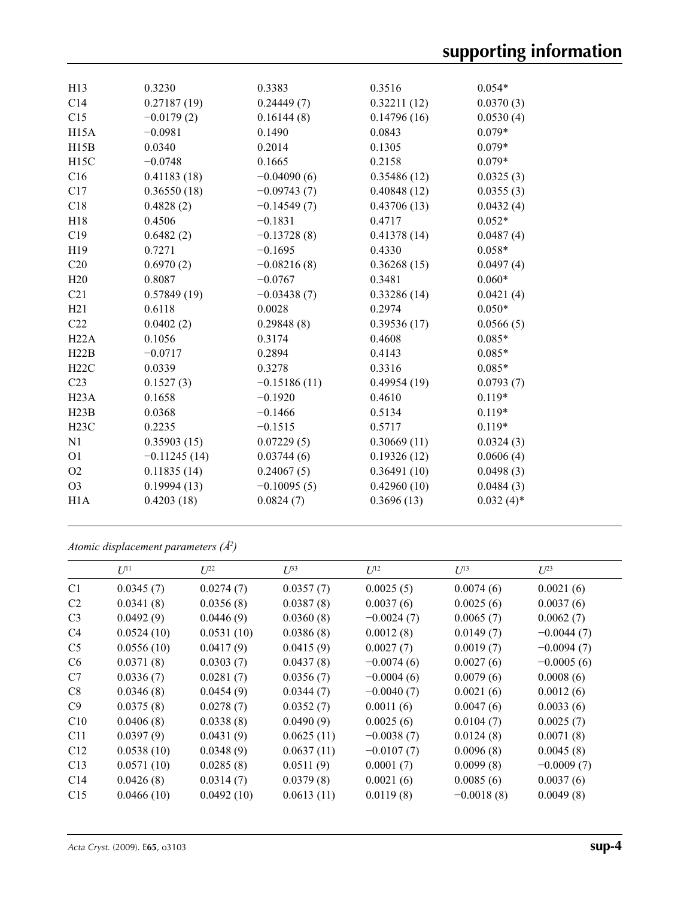| | | | | |
|---|---|---|---|---|
| H13 | 0.3230 | 0.3383 | 0.3516 | 0.054* |
| C14 | 0.27187 (19) | 0.24449 (7) | 0.32211 (12) | 0.0370 (3) |
| C15 | −0.0179 (2) | 0.16144 (8) | 0.14796 (16) | 0.0530 (4) |
| H15A | −0.0981 | 0.1490 | 0.0843 | 0.079* |
| H15B | 0.0340 | 0.2014 | 0.1305 | 0.079* |
| H15C | −0.0748 | 0.1665 | 0.2158 | 0.079* |
| C16 | 0.41183 (18) | −0.04090 (6) | 0.35486 (12) | 0.0325 (3) |
| C17 | 0.36550 (18) | −0.09743 (7) | 0.40848 (12) | 0.0355 (3) |
| C18 | 0.4828 (2) | −0.14549 (7) | 0.43706 (13) | 0.0432 (4) |
| H18 | 0.4506 | −0.1831 | 0.4717 | 0.052* |
| C19 | 0.6482 (2) | −0.13728 (8) | 0.41378 (14) | 0.0487 (4) |
| H19 | 0.7271 | −0.1695 | 0.4330 | 0.058* |
| C20 | 0.6970 (2) | −0.08216 (8) | 0.36268 (15) | 0.0497 (4) |
| H20 | 0.8087 | −0.0767 | 0.3481 | 0.060* |
| C21 | 0.57849 (19) | −0.03438 (7) | 0.33286 (14) | 0.0421 (4) |
| H21 | 0.6118 | 0.0028 | 0.2974 | 0.050* |
| C22 | 0.0402 (2) | 0.29848 (8) | 0.39536 (17) | 0.0566 (5) |
| H22A | 0.1056 | 0.3174 | 0.4608 | 0.085* |
| H22B | −0.0717 | 0.2894 | 0.4143 | 0.085* |
| H22C | 0.0339 | 0.3278 | 0.3316 | 0.085* |
| C23 | 0.1527 (3) | −0.15186 (11) | 0.49954 (19) | 0.0793 (7) |
| H23A | 0.1658 | −0.1920 | 0.4610 | 0.119* |
| H23B | 0.0368 | −0.1466 | 0.5134 | 0.119* |
| H23C | 0.2235 | −0.1515 | 0.5717 | 0.119* |
| N1 | 0.35903 (15) | 0.07229 (5) | 0.30669 (11) | 0.0324 (3) |
| O1 | −0.11245 (14) | 0.03744 (6) | 0.19326 (12) | 0.0606 (4) |
| O2 | 0.11835 (14) | 0.24067 (5) | 0.36491 (10) | 0.0498 (3) |
| O3 | 0.19994 (13) | −0.10095 (5) | 0.42960 (10) | 0.0484 (3) |
| H1A | 0.4203 (18) | 0.0824 (7) | 0.3696 (13) | 0.032 (4)* |

*Atomic displacement parameters (Å²)*

| | $U^{11}$ | $U^{22}$ | $U^{33}$ | $U^{12}$ | $U^{13}$ | $U^{23}$ |
|---|---|---|---|---|---|---|
| C1 | 0.0345 (7) | 0.0274 (7) | 0.0357 (7) | 0.0025 (5) | 0.0074 (6) | 0.0021 (6) |
| C2 | 0.0341 (8) | 0.0356 (8) | 0.0387 (8) | 0.0037 (6) | 0.0025 (6) | 0.0037 (6) |
| C3 | 0.0492 (9) | 0.0446 (9) | 0.0360 (8) | −0.0024 (7) | 0.0065 (7) | 0.0062 (7) |
| C4 | 0.0524 (10) | 0.0531 (10) | 0.0386 (8) | 0.0012 (8) | 0.0149 (7) | −0.0044 (7) |
| C5 | 0.0556 (10) | 0.0417 (9) | 0.0415 (9) | 0.0027 (7) | 0.0019 (7) | −0.0094 (7) |
| C6 | 0.0371 (8) | 0.0303 (7) | 0.0437 (8) | −0.0074 (6) | 0.0027 (6) | −0.0005 (6) |
| C7 | 0.0336 (7) | 0.0281 (7) | 0.0356 (7) | −0.0004 (6) | 0.0079 (6) | 0.0008 (6) |
| C8 | 0.0346 (8) | 0.0454 (9) | 0.0344 (7) | −0.0040 (7) | 0.0021 (6) | 0.0012 (6) |
| C9 | 0.0375 (8) | 0.0278 (7) | 0.0352 (7) | 0.0011 (6) | 0.0047 (6) | 0.0033 (6) |
| C10 | 0.0406 (8) | 0.0338 (8) | 0.0490 (9) | 0.0025 (6) | 0.0104 (7) | 0.0025 (7) |
| C11 | 0.0397 (9) | 0.0431 (9) | 0.0625 (11) | −0.0038 (7) | 0.0124 (8) | 0.0071 (8) |
| C12 | 0.0538 (10) | 0.0348 (9) | 0.0637 (11) | −0.0107 (7) | 0.0096 (8) | 0.0045 (8) |
| C13 | 0.0571 (10) | 0.0285 (8) | 0.0511 (9) | 0.0001 (7) | 0.0099 (8) | −0.0009 (7) |
| C14 | 0.0426 (8) | 0.0314 (7) | 0.0379 (8) | 0.0021 (6) | 0.0085 (6) | 0.0037 (6) |
| C15 | 0.0466 (10) | 0.0492 (10) | 0.0613 (11) | 0.0119 (8) | −0.0018 (8) | 0.0049 (8) |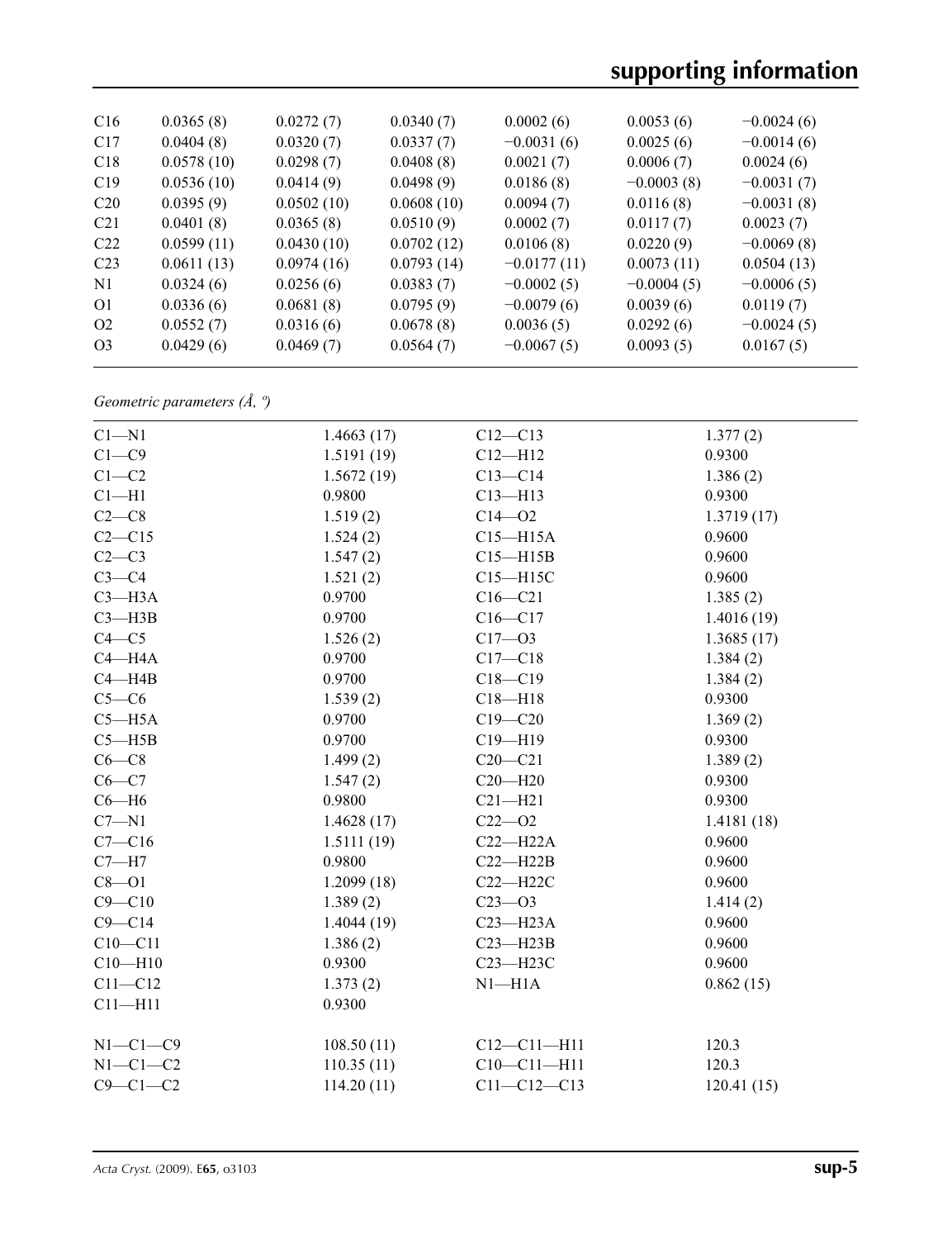| | | | | | | |
|---|---|---|---|---|---|---|
| C16 | 0.0365 (8) | 0.0272 (7) | 0.0340 (7) | 0.0002 (6) | 0.0053 (6) | −0.0024 (6) |
| C17 | 0.0404 (8) | 0.0320 (7) | 0.0337 (7) | −0.0031 (6) | 0.0025 (6) | −0.0014 (6) |
| C18 | 0.0578 (10) | 0.0298 (7) | 0.0408 (8) | 0.0021 (7) | 0.0006 (7) | 0.0024 (6) |
| C19 | 0.0536 (10) | 0.0414 (9) | 0.0498 (9) | 0.0186 (8) | −0.0003 (8) | −0.0031 (7) |
| C20 | 0.0395 (9) | 0.0502 (10) | 0.0608 (10) | 0.0094 (7) | 0.0116 (8) | −0.0031 (8) |
| C21 | 0.0401 (8) | 0.0365 (8) | 0.0510 (9) | 0.0002 (7) | 0.0117 (7) | 0.0023 (7) |
| C22 | 0.0599 (11) | 0.0430 (10) | 0.0702 (12) | 0.0106 (8) | 0.0220 (9) | −0.0069 (8) |
| C23 | 0.0611 (13) | 0.0974 (16) | 0.0793 (14) | −0.0177 (11) | 0.0073 (11) | 0.0504 (13) |
| N1 | 0.0324 (6) | 0.0256 (6) | 0.0383 (7) | −0.0002 (5) | −0.0004 (5) | −0.0006 (5) |
| O1 | 0.0336 (6) | 0.0681 (8) | 0.0795 (9) | −0.0079 (6) | 0.0039 (6) | 0.0119 (7) |
| O2 | 0.0552 (7) | 0.0316 (6) | 0.0678 (8) | 0.0036 (5) | 0.0292 (6) | −0.0024 (5) |
| O3 | 0.0429 (6) | 0.0469 (7) | 0.0564 (7) | −0.0067 (5) | 0.0093 (5) | 0.0167 (5) |

*Geometric parameters (Å, º)*

| | | | |
|---|---|---|---|
| C1—N1 | 1.4663 (17) | C12—C13 | 1.377 (2) |
| C1—C9 | 1.5191 (19) | C12—H12 | 0.9300 |
| C1—C2 | 1.5672 (19) | C13—C14 | 1.386 (2) |
| C1—H1 | 0.9800 | C13—H13 | 0.9300 |
| C2—C8 | 1.519 (2) | C14—O2 | 1.3719 (17) |
| C2—C15 | 1.524 (2) | C15—H15A | 0.9600 |
| C2—C3 | 1.547 (2) | C15—H15B | 0.9600 |
| C3—C4 | 1.521 (2) | C15—H15C | 0.9600 |
| C3—H3A | 0.9700 | C16—C21 | 1.385 (2) |
| C3—H3B | 0.9700 | C16—C17 | 1.4016 (19) |
| C4—C5 | 1.526 (2) | C17—O3 | 1.3685 (17) |
| C4—H4A | 0.9700 | C17—C18 | 1.384 (2) |
| C4—H4B | 0.9700 | C18—C19 | 1.384 (2) |
| C5—C6 | 1.539 (2) | C18—H18 | 0.9300 |
| C5—H5A | 0.9700 | C19—C20 | 1.369 (2) |
| C5—H5B | 0.9700 | C19—H19 | 0.9300 |
| C6—C8 | 1.499 (2) | C20—C21 | 1.389 (2) |
| C6—C7 | 1.547 (2) | C20—H20 | 0.9300 |
| C6—H6 | 0.9800 | C21—H21 | 0.9300 |
| C7—N1 | 1.4628 (17) | C22—O2 | 1.4181 (18) |
| C7—C16 | 1.5111 (19) | C22—H22A | 0.9600 |
| C7—H7 | 0.9800 | C22—H22B | 0.9600 |
| C8—O1 | 1.2099 (18) | C22—H22C | 0.9600 |
| C9—C10 | 1.389 (2) | C23—O3 | 1.414 (2) |
| C9—C14 | 1.4044 (19) | C23—H23A | 0.9600 |
| C10—C11 | 1.386 (2) | C23—H23B | 0.9600 |
| C10—H10 | 0.9300 | C23—H23C | 0.9600 |
| C11—C12 | 1.373 (2) | N1—H1A | 0.862 (15) |
| C11—H11 | 0.9300 | | |
| | | | |
| N1—C1—C9 | 108.50 (11) | C12—C11—H11 | 120.3 |
| N1—C1—C2 | 110.35 (11) | C10—C11—H11 | 120.3 |
| C9—C1—C2 | 114.20 (11) | C11—C12—C13 | 120.41 (15) |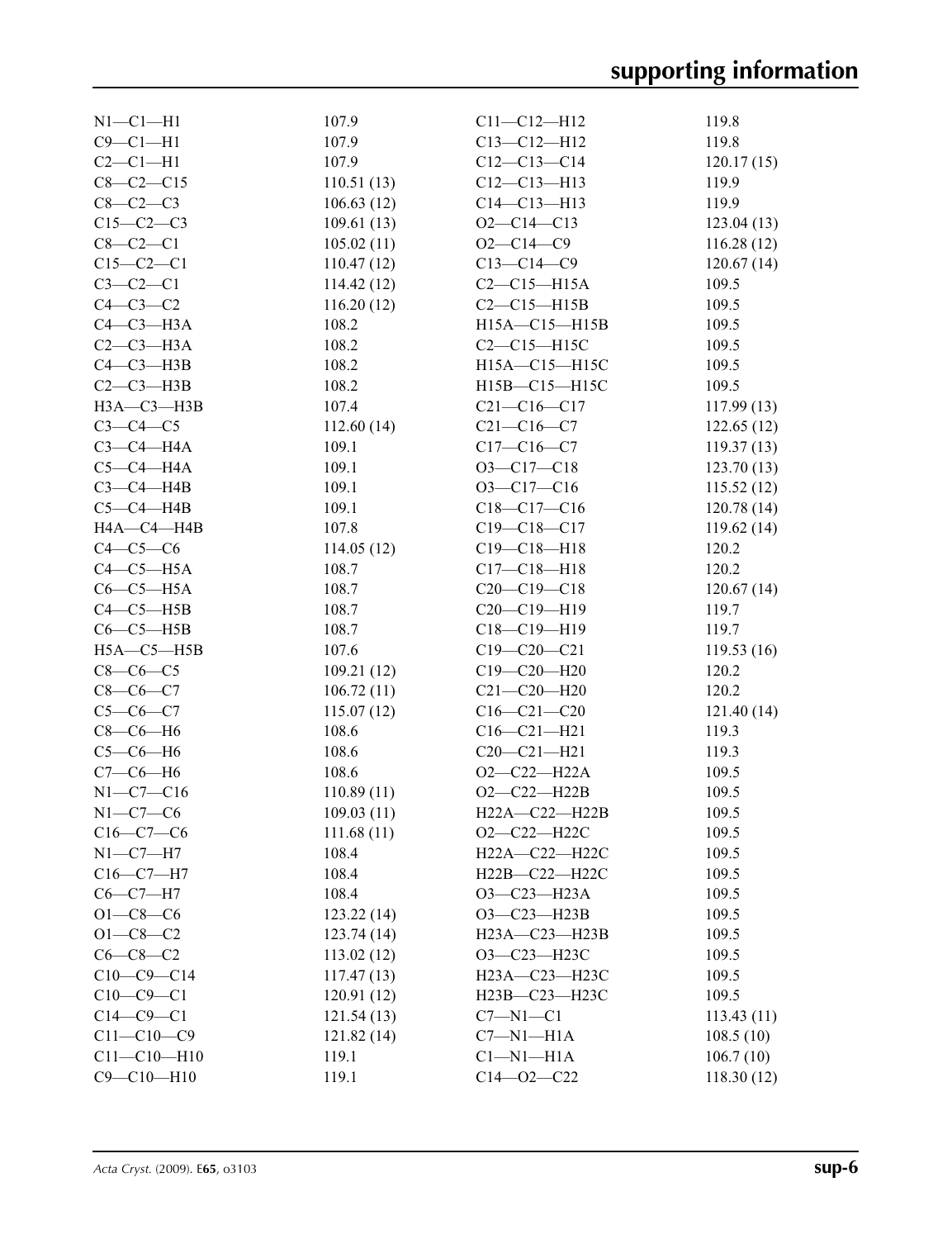| | | | |
|---|---|---|---|
| N1—C1—H1 | 107.9 | C11—C12—H12 | 119.8 |
| C9—C1—H1 | 107.9 | C13—C12—H12 | 119.8 |
| C2—C1—H1 | 107.9 | C12—C13—C14 | 120.17 (15) |
| C8—C2—C15 | 110.51 (13) | C12—C13—H13 | 119.9 |
| C8—C2—C3 | 106.63 (12) | C14—C13—H13 | 119.9 |
| C15—C2—C3 | 109.61 (13) | O2—C14—C13 | 123.04 (13) |
| C8—C2—C1 | 105.02 (11) | O2—C14—C9 | 116.28 (12) |
| C15—C2—C1 | 110.47 (12) | C13—C14—C9 | 120.67 (14) |
| C3—C2—C1 | 114.42 (12) | C2—C15—H15A | 109.5 |
| C4—C3—C2 | 116.20 (12) | C2—C15—H15B | 109.5 |
| C4—C3—H3A | 108.2 | H15A—C15—H15B | 109.5 |
| C2—C3—H3A | 108.2 | C2—C15—H15C | 109.5 |
| C4—C3—H3B | 108.2 | H15A—C15—H15C | 109.5 |
| C2—C3—H3B | 108.2 | H15B—C15—H15C | 109.5 |
| H3A—C3—H3B | 107.4 | C21—C16—C17 | 117.99 (13) |
| C3—C4—C5 | 112.60 (14) | C21—C16—C7 | 122.65 (12) |
| C3—C4—H4A | 109.1 | C17—C16—C7 | 119.37 (13) |
| C5—C4—H4A | 109.1 | O3—C17—C18 | 123.70 (13) |
| C3—C4—H4B | 109.1 | O3—C17—C16 | 115.52 (12) |
| C5—C4—H4B | 109.1 | C18—C17—C16 | 120.78 (14) |
| H4A—C4—H4B | 107.8 | C19—C18—C17 | 119.62 (14) |
| C4—C5—C6 | 114.05 (12) | C19—C18—H18 | 120.2 |
| C4—C5—H5A | 108.7 | C17—C18—H18 | 120.2 |
| C6—C5—H5A | 108.7 | C20—C19—C18 | 120.67 (14) |
| C4—C5—H5B | 108.7 | C20—C19—H19 | 119.7 |
| C6—C5—H5B | 108.7 | C18—C19—H19 | 119.7 |
| H5A—C5—H5B | 107.6 | C19—C20—C21 | 119.53 (16) |
| C8—C6—C5 | 109.21 (12) | C19—C20—H20 | 120.2 |
| C8—C6—C7 | 106.72 (11) | C21—C20—H20 | 120.2 |
| C5—C6—C7 | 115.07 (12) | C16—C21—C20 | 121.40 (14) |
| C8—C6—H6 | 108.6 | C16—C21—H21 | 119.3 |
| C5—C6—H6 | 108.6 | C20—C21—H21 | 119.3 |
| C7—C6—H6 | 108.6 | O2—C22—H22A | 109.5 |
| N1—C7—C16 | 110.89 (11) | O2—C22—H22B | 109.5 |
| N1—C7—C6 | 109.03 (11) | H22A—C22—H22B | 109.5 |
| C16—C7—C6 | 111.68 (11) | O2—C22—H22C | 109.5 |
| N1—C7—H7 | 108.4 | H22A—C22—H22C | 109.5 |
| C16—C7—H7 | 108.4 | H22B—C22—H22C | 109.5 |
| C6—C7—H7 | 108.4 | O3—C23—H23A | 109.5 |
| O1—C8—C6 | 123.22 (14) | O3—C23—H23B | 109.5 |
| O1—C8—C2 | 123.74 (14) | H23A—C23—H23B | 109.5 |
| C6—C8—C2 | 113.02 (12) | O3—C23—H23C | 109.5 |
| C10—C9—C14 | 117.47 (13) | H23A—C23—H23C | 109.5 |
| C10—C9—C1 | 120.91 (12) | H23B—C23—H23C | 109.5 |
| C14—C9—C1 | 121.54 (13) | C7—N1—C1 | 113.43 (11) |
| C11—C10—C9 | 121.82 (14) | C7—N1—H1A | 108.5 (10) |
| C11—C10—H10 | 119.1 | C1—N1—H1A | 106.7 (10) |
| C9—C10—H10 | 119.1 | C14—O2—C22 | 118.30 (12) |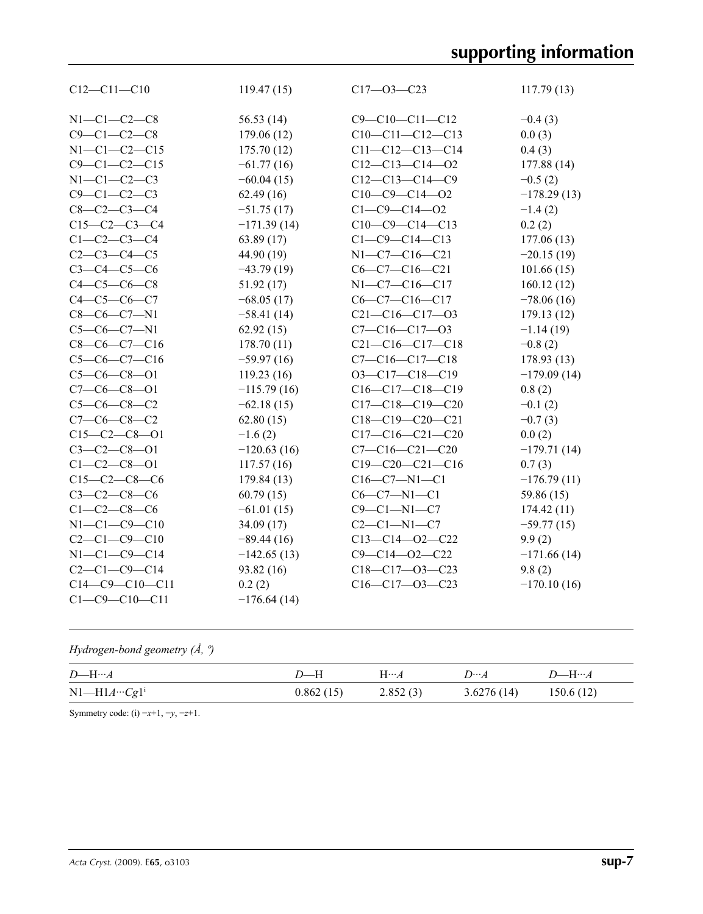| | | | |
|---|---|---|---|
| C12—C11—C10 | 119.47 (15) | C17—O3—C23 | 117.79 (13) |
| | | | |
| N1—C1—C2—C8 | 56.53 (14) | C9—C10—C11—C12 | −0.4 (3) |
| C9—C1—C2—C8 | 179.06 (12) | C10—C11—C12—C13 | 0.0 (3) |
| N1—C1—C2—C15 | 175.70 (12) | C11—C12—C13—C14 | 0.4 (3) |
| C9—C1—C2—C15 | −61.77 (16) | C12—C13—C14—O2 | 177.88 (14) |
| N1—C1—C2—C3 | −60.04 (15) | C12—C13—C14—C9 | −0.5 (2) |
| C9—C1—C2—C3 | 62.49 (16) | C10—C9—C14—O2 | −178.29 (13) |
| C8—C2—C3—C4 | −51.75 (17) | C1—C9—C14—O2 | −1.4 (2) |
| C15—C2—C3—C4 | −171.39 (14) | C10—C9—C14—C13 | 0.2 (2) |
| C1—C2—C3—C4 | 63.89 (17) | C1—C9—C14—C13 | 177.06 (13) |
| C2—C3—C4—C5 | 44.90 (19) | N1—C7—C16—C21 | −20.15 (19) |
| C3—C4—C5—C6 | −43.79 (19) | C6—C7—C16—C21 | 101.66 (15) |
| C4—C5—C6—C8 | 51.92 (17) | N1—C7—C16—C17 | 160.12 (12) |
| C4—C5—C6—C7 | −68.05 (17) | C6—C7—C16—C17 | −78.06 (16) |
| C8—C6—C7—N1 | −58.41 (14) | C21—C16—C17—O3 | 179.13 (12) |
| C5—C6—C7—N1 | 62.92 (15) | C7—C16—C17—O3 | −1.14 (19) |
| C8—C6—C7—C16 | 178.70 (11) | C21—C16—C17—C18 | −0.8 (2) |
| C5—C6—C7—C16 | −59.97 (16) | C7—C16—C17—C18 | 178.93 (13) |
| C5—C6—C8—O1 | 119.23 (16) | O3—C17—C18—C19 | −179.09 (14) |
| C7—C6—C8—O1 | −115.79 (16) | C16—C17—C18—C19 | 0.8 (2) |
| C5—C6—C8—C2 | −62.18 (15) | C17—C18—C19—C20 | −0.1 (2) |
| C7—C6—C8—C2 | 62.80 (15) | C18—C19—C20—C21 | −0.7 (3) |
| C15—C2—C8—O1 | −1.6 (2) | C17—C16—C21—C20 | 0.0 (2) |
| C3—C2—C8—O1 | −120.63 (16) | C7—C16—C21—C20 | −179.71 (14) |
| C1—C2—C8—O1 | 117.57 (16) | C19—C20—C21—C16 | 0.7 (3) |
| C15—C2—C8—C6 | 179.84 (13) | C16—C7—N1—C1 | −176.79 (11) |
| C3—C2—C8—C6 | 60.79 (15) | C6—C7—N1—C1 | 59.86 (15) |
| C1—C2—C8—C6 | −61.01 (15) | C9—C1—N1—C7 | 174.42 (11) |
| N1—C1—C9—C10 | 34.09 (17) | C2—C1—N1—C7 | −59.77 (15) |
| C2—C1—C9—C10 | −89.44 (16) | C13—C14—O2—C22 | 9.9 (2) |
| N1—C1—C9—C14 | −142.65 (13) | C9—C14—O2—C22 | −171.66 (14) |
| C2—C1—C9—C14 | 93.82 (16) | C18—C17—O3—C23 | 9.8 (2) |
| C14—C9—C10—C11 | 0.2 (2) | C16—C17—O3—C23 | −170.10 (16) |
| C1—C9—C10—C11 | −176.64 (14) | | |

*Hydrogen-bond geometry (Å, º)*

| *D*—H···*A* | *D*—H | H···*A* | *D*···*A* | *D*—H···*A* |
|---|---|---|---|---|
| N1—H1*A*···*Cg*1[i] | 0.862 (15) | 2.852 (3) | 3.6276 (14) | 150.6 (12) |

Symmetry code: (i) −*x*+1, −*y*, −*z*+1.